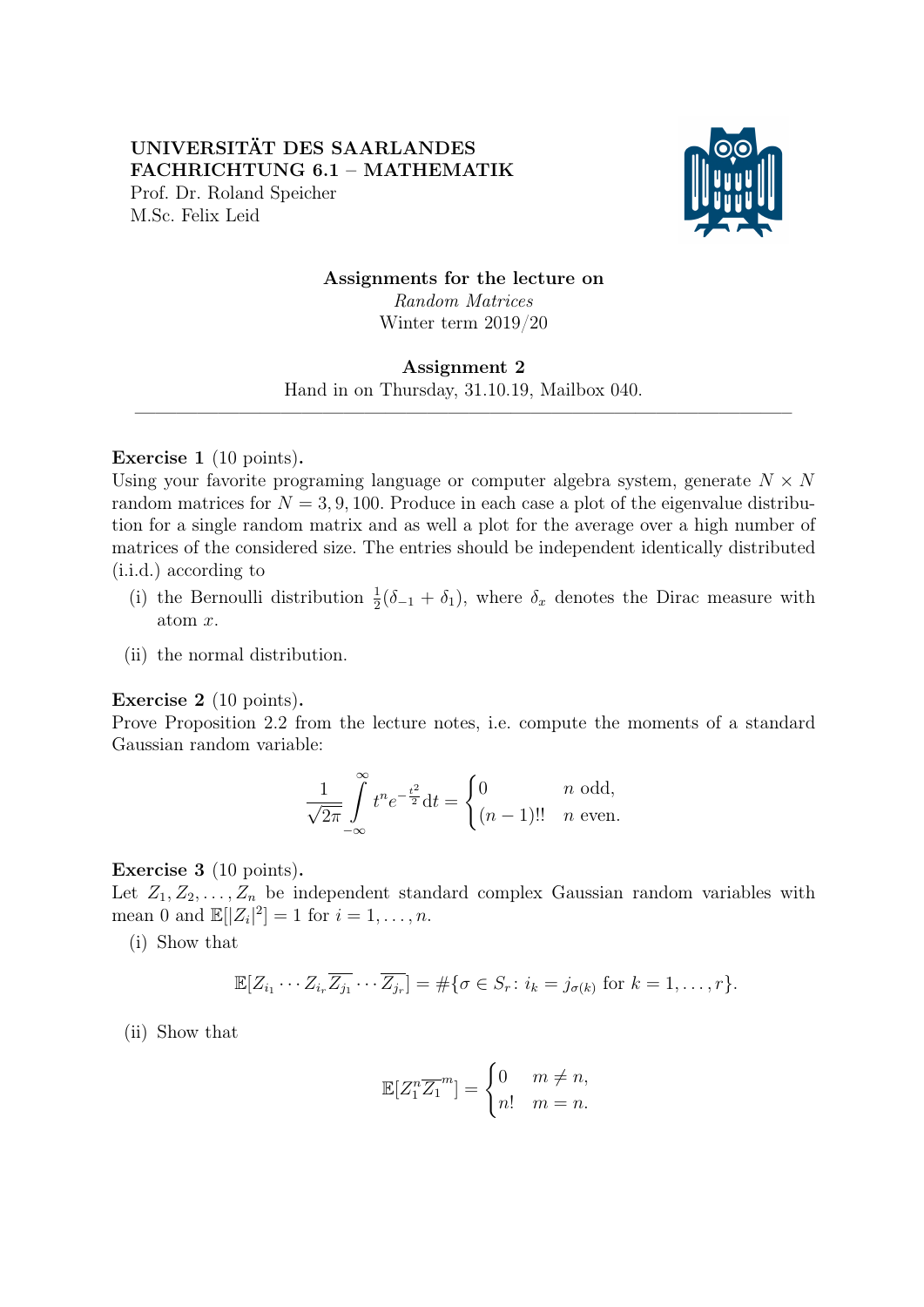**UNIVERSITÄT DES SAARLANDES**
**FACHRICHTUNG 6.1 – MATHEMATIK**
Prof. Dr. Roland Speicher
M.Sc. Felix Leid

**Assignments for the lecture on**
*Random Matrices*
Winter term 2019/20

**Assignment 2**
Hand in on Thursday, 31.10.19, Mailbox 040.

---

**Exercise 1** (10 points)**.**
Using your favorite programing language or computer algebra system, generate $N \times N$ random matrices for $N = 3, 9, 100$. Produce in each case a plot of the eigenvalue distribution for a single random matrix and as well a plot for the average over a high number of matrices of the considered size. The entries should be independent identically distributed (i.i.d.) according to

(i) the Bernoulli distribution $\frac{1}{2}(\delta_{-1} + \delta_1)$, where $\delta_x$ denotes the Dirac measure with atom $x$.

(ii) the normal distribution.

**Exercise 2** (10 points)**.**
Prove Proposition 2.2 from the lecture notes, i.e. compute the moments of a standard Gaussian random variable:

$$\frac{1}{\sqrt{2\pi}} \int_{-\infty}^{\infty} t^n e^{-\frac{t^2}{2}} \mathrm{d}t = \begin{cases} 0 & n \text{ odd}, \\ (n-1)!! & n \text{ even}. \end{cases}$$

**Exercise 3** (10 points)**.**
Let $Z_1, Z_2, \dots, Z_n$ be independent standard complex Gaussian random variables with mean 0 and $\mathbb{E}[|Z_i|^2] = 1$ for $i = 1, \dots, n$.

(i) Show that

$$\mathbb{E}[Z_{i_1} \cdots Z_{i_r} \overline{Z_{j_1}} \cdots \overline{Z_{j_r}}] = \#\{\sigma \in S_r : i_k = j_{\sigma(k)} \text{ for } k = 1, \dots, r\}.$$

(ii) Show that

$$\mathbb{E}[Z_1^n \overline{Z_1}^m] = \begin{cases} 0 & m \neq n, \\ n! & m = n. \end{cases}$$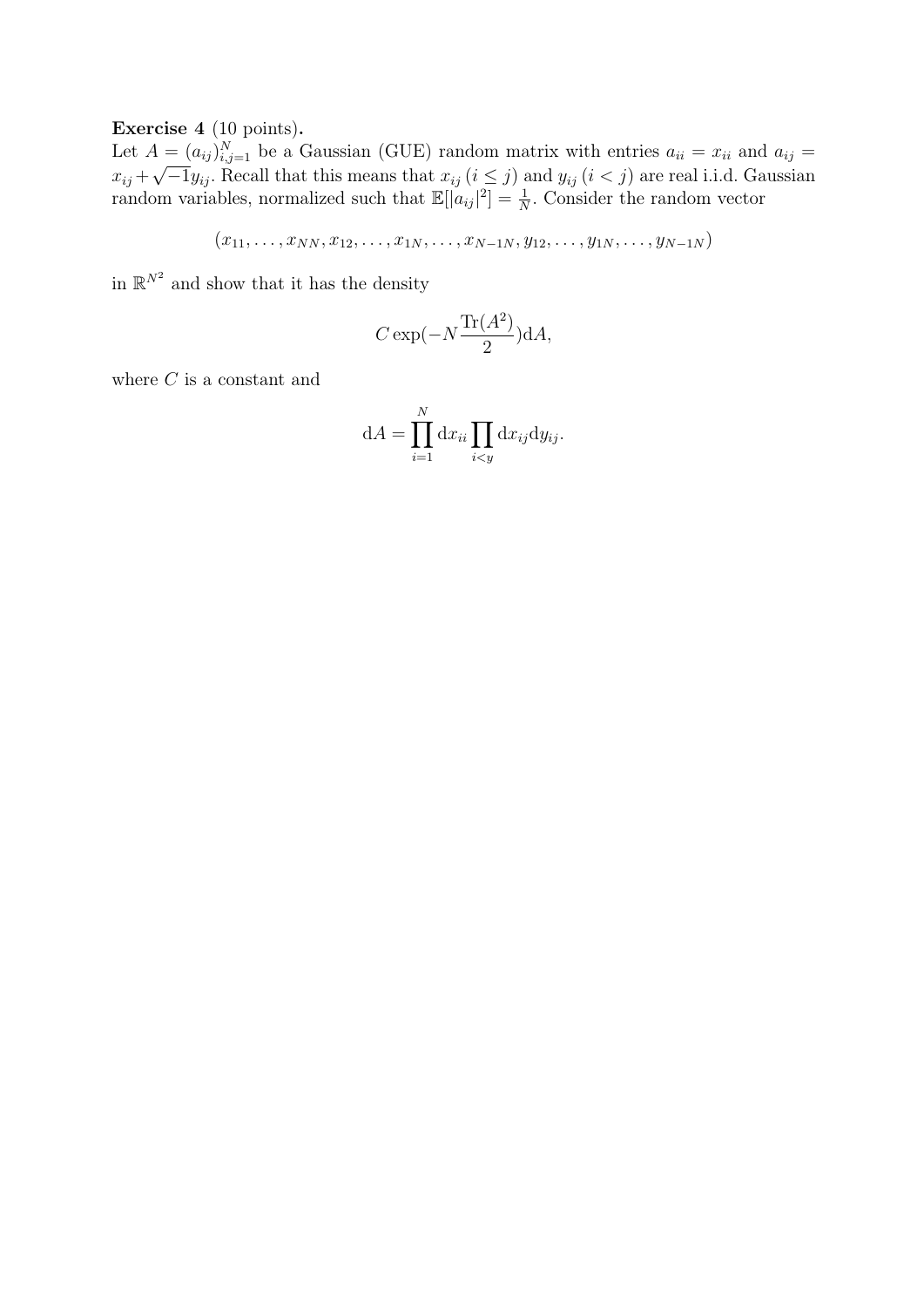**Exercise 4** (10 points)**.**
Let $A = (a_{ij})_{i,j=1}^N$ be a Gaussian (GUE) random matrix with entries $a_{ii} = x_{ii}$ and $a_{ij} = x_{ij} + \sqrt{-1}y_{ij}$. Recall that this means that $x_{ij}$ $(i \leq j)$ and $y_{ij}$ $(i < j)$ are real i.i.d. Gaussian random variables, normalized such that $\mathbb{E}[|a_{ij}|^2] = \frac{1}{N}$. Consider the random vector

$$(x_{11}, \ldots, x_{NN}, x_{12}, \ldots, x_{1N}, \ldots, x_{N-1N}, y_{12}, \ldots, y_{1N}, \ldots, y_{N-1N})$$

in $\mathbb{R}^{N^2}$ and show that it has the density

$$C \exp(-N \frac{\mathrm{Tr}(A^2)}{2}) \mathrm{d}A,$$

where $C$ is a constant and

$$\mathrm{d}A = \prod_{i=1}^N \mathrm{d}x_{ii} \prod_{i<y} \mathrm{d}x_{ij} \mathrm{d}y_{ij}.$$